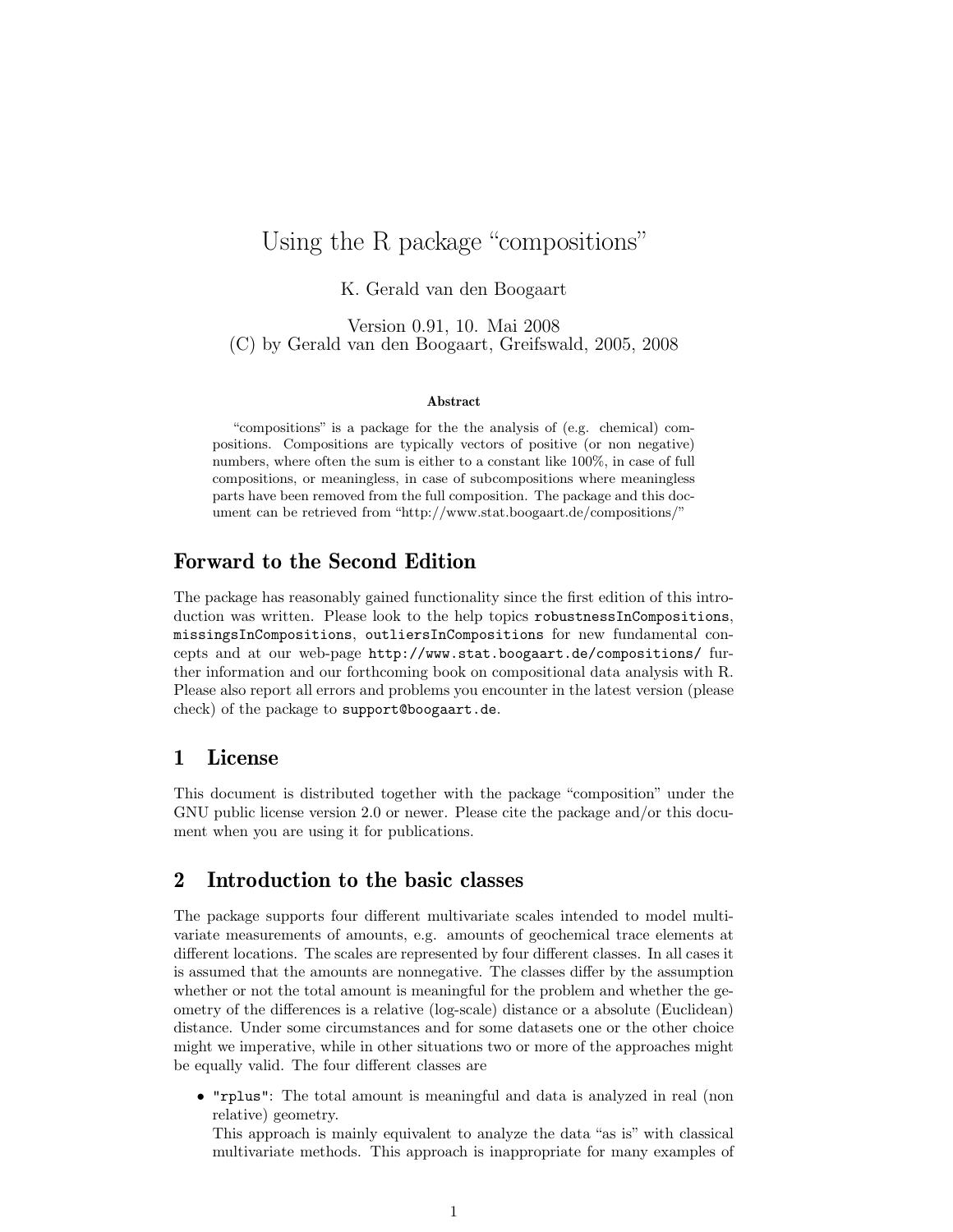# Using the R package "compositions"

K. Gerald van den Boogaart

Version 0.91, 10. Mai 2008
(C) by Gerald van den Boogaart, Greifswald, 2005, 2008

### Abstract

"compositions" is a package for the the analysis of (e.g. chemical) compositions. Compositions are typically vectors of positive (or non negative) numbers, where often the sum is either to a constant like 100%, in case of full compositions, or meaningless, in case of subcompositions where meaningless parts have been removed from the full composition. The package and this document can be retrieved from "http://www.stat.boogaart.de/compositions/"

## Forward to the Second Edition

The package has reasonably gained functionality since the first edition of this introduction was written. Please look to the help topics `robustnessInCompositions`, `missingsInCompositions`, `outliersInCompositions` for new fundamental concepts and at our web-page `http://www.stat.boogaart.de/compositions/` further information and our forthcoming book on compositional data analysis with R. Please also report all errors and problems you encounter in the latest version (please check) of the package to `support@boogaart.de`.

## 1 License

This document is distributed together with the package "composition" under the GNU public license version 2.0 or newer. Please cite the package and/or this document when you are using it for publications.

## 2 Introduction to the basic classes

The package supports four different multivariate scales intended to model multivariate measurements of amounts, e.g. amounts of geochemical trace elements at different locations. The scales are represented by four different classes. In all cases it is assumed that the amounts are nonnegative. The classes differ by the assumption whether or not the total amount is meaningful for the problem and whether the geometry of the differences is a relative (log-scale) distance or a absolute (Euclidean) distance. Under some circumstances and for some datasets one or the other choice might we imperative, while in other situations two or more of the approaches might be equally valid. The four different classes are

- `"rplus"`: The total amount is meaningful and data is analyzed in real (non relative) geometry.
  This approach is mainly equivalent to analyze the data "as is" with classical multivariate methods. This approach is inappropriate for many examples of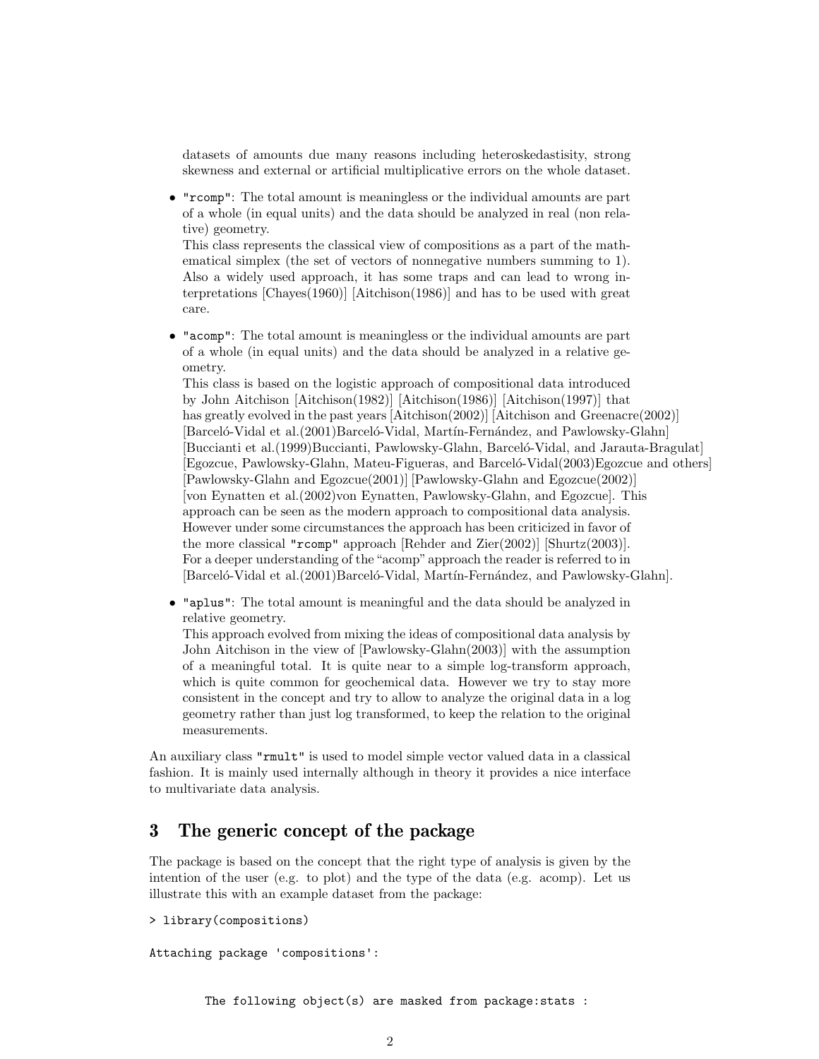datasets of amounts due many reasons including heteroskedastisity, strong skewness and external or artificial multiplicative errors on the whole dataset.

- "rcomp": The total amount is meaningless or the individual amounts are part of a whole (in equal units) and the data should be analyzed in real (non relative) geometry.
  This class represents the classical view of compositions as a part of the mathematical simplex (the set of vectors of nonnegative numbers summing to 1). Also a widely used approach, it has some traps and can lead to wrong interpretations [Chayes(1960)] [Aitchison(1986)] and has to be used with great care.

- "acomp": The total amount is meaningless or the individual amounts are part of a whole (in equal units) and the data should be analyzed in a relative geometry.
  This class is based on the logistic approach of compositional data introduced by John Aitchison [Aitchison(1982)] [Aitchison(1986)] [Aitchison(1997)] that has greatly evolved in the past years [Aitchison(2002)] [Aitchison and Greenacre(2002)] [Barceló-Vidal et al.(2001)Barceló-Vidal, Martín-Fernández, and Pawlowsky-Glahn] [Buccianti et al.(1999)Buccianti, Pawlowsky-Glahn, Barceló-Vidal, and Jarauta-Bragulat] [Egozcue, Pawlowsky-Glahn, Mateu-Figueras, and Barceló-Vidal(2003)Egozcue and others] [Pawlowsky-Glahn and Egozcue(2001)] [Pawlowsky-Glahn and Egozcue(2002)] [von Eynatten et al.(2002)von Eynatten, Pawlowsky-Glahn, and Egozcue]. This approach can be seen as the modern approach to compositional data analysis. However under some circumstances the approach has been criticized in favor of the more classical "rcomp" approach [Rehder and Zier(2002)] [Shurtz(2003)]. For a deeper understanding of the "acomp" approach the reader is referred to in [Barceló-Vidal et al.(2001)Barceló-Vidal, Martín-Fernández, and Pawlowsky-Glahn].

- "aplus": The total amount is meaningful and the data should be analyzed in relative geometry.
  This approach evolved from mixing the ideas of compositional data analysis by John Aitchison in the view of [Pawlowsky-Glahn(2003)] with the assumption of a meaningful total. It is quite near to a simple log-transform approach, which is quite common for geochemical data. However we try to stay more consistent in the concept and try to allow to analyze the original data in a log geometry rather than just log transformed, to keep the relation to the original measurements.

An auxiliary class "rmult" is used to model simple vector valued data in a classical fashion. It is mainly used internally although in theory it provides a nice interface to multivariate data analysis.

## 3 The generic concept of the package

The package is based on the concept that the right type of analysis is given by the intention of the user (e.g. to plot) and the type of the data (e.g. acomp). Let us illustrate this with an example dataset from the package:

```
> library(compositions)

Attaching package 'compositions':


        The following object(s) are masked from package:stats :
```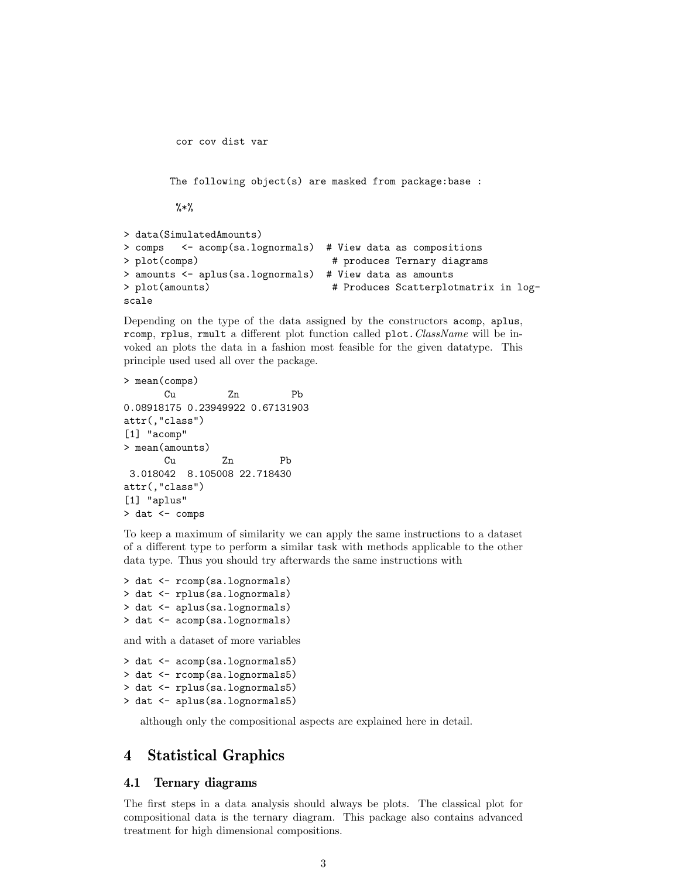```
         cor cov dist var


        The following object(s) are masked from package:base :

         %*%

> data(SimulatedAmounts)
> comps   <- acomp(sa.lognormals)  # View data as compositions
> plot(comps)                       # produces Ternary diagrams
> amounts <- aplus(sa.lognormals)  # View data as amounts
> plot(amounts)                     # Produces Scatterplotmatrix in log-
scale
```

Depending on the type of the data assigned by the constructors `acomp`, `aplus`, `rcomp`, `rplus`, `rmult` a different plot function called `plot.`*ClassName* will be invoked an plots the data in a fashion most feasible for the given datatype. This principle used used all over the package.

```
> mean(comps)
        Cu         Zn         Pb
0.08918175 0.23949922 0.67131903
attr(,"class")
[1] "acomp"
> mean(amounts)
       Cu        Zn        Pb
 3.018042  8.105008 22.718430
attr(,"class")
[1] "aplus"
> dat <- comps
```

To keep a maximum of similarity we can apply the same instructions to a dataset of a different type to perform a similar task with methods applicable to the other data type. Thus you should try afterwards the same instructions with

```
> dat <- rcomp(sa.lognormals)
> dat <- rplus(sa.lognormals)
> dat <- aplus(sa.lognormals)
> dat <- acomp(sa.lognormals)
```

and with a dataset of more variables

```
> dat <- acomp(sa.lognormals5)
> dat <- rcomp(sa.lognormals5)
> dat <- rplus(sa.lognormals5)
> dat <- aplus(sa.lognormals5)
```

although only the compositional aspects are explained here in detail.

## 4 Statistical Graphics

### 4.1 Ternary diagrams

The first steps in a data analysis should always be plots. The classical plot for compositional data is the ternary diagram. This package also contains advanced treatment for high dimensional compositions.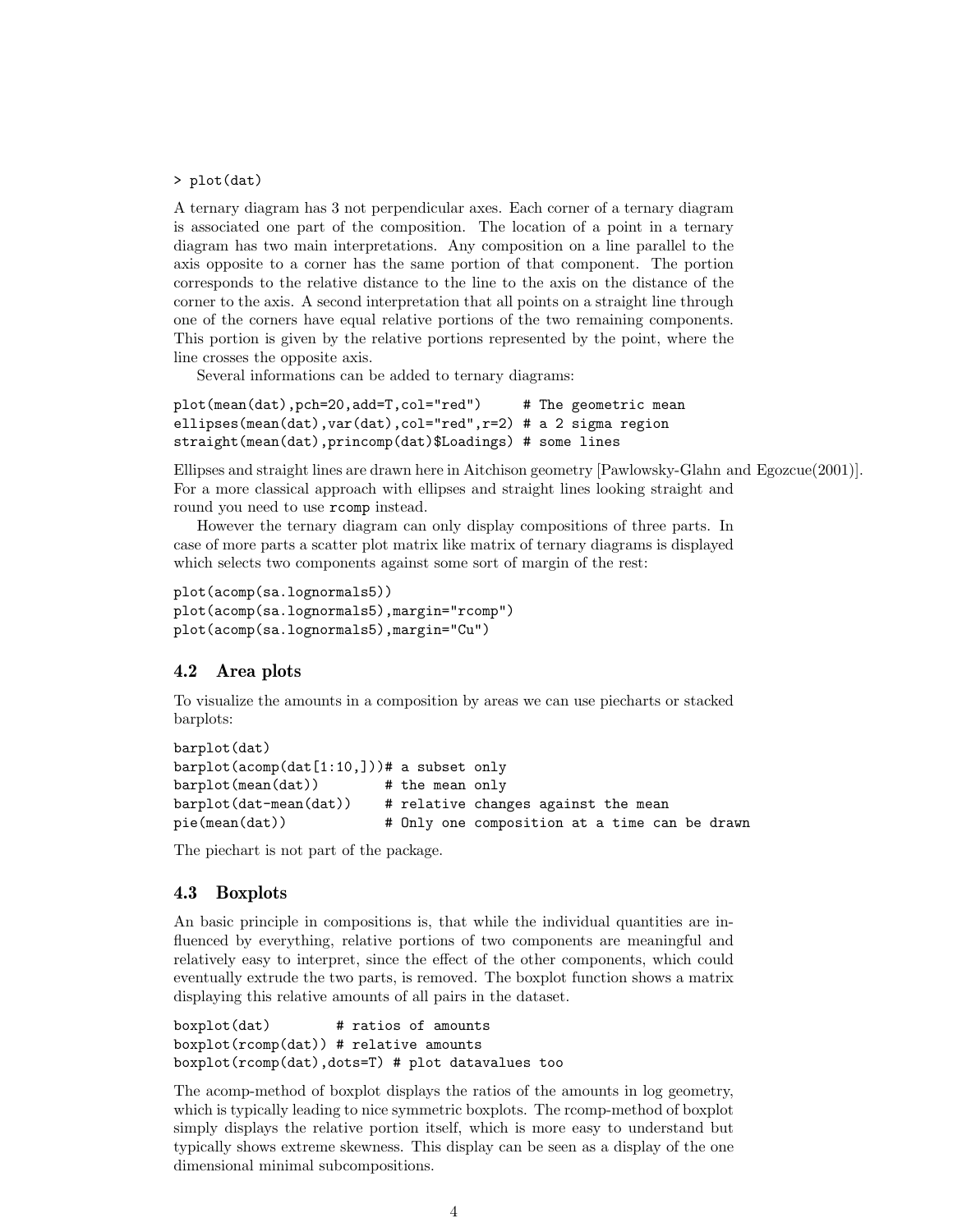```
> plot(dat)
```

A ternary diagram has 3 not perpendicular axes. Each corner of a ternary diagram is associated one part of the composition. The location of a point in a ternary diagram has two main interpretations. Any composition on a line parallel to the axis opposite to a corner has the same portion of that component. The portion corresponds to the relative distance to the line to the axis on the distance of the corner to the axis. A second interpretation that all points on a straight line through one of the corners have equal relative portions of the two remaining components. This portion is given by the relative portions represented by the point, where the line crosses the opposite axis.

Several informations can be added to ternary diagrams:

```
plot(mean(dat),pch=20,add=T,col="red")     # The geometric mean
ellipses(mean(dat),var(dat),col="red",r=2) # a 2 sigma region
straight(mean(dat),princomp(dat)$Loadings) # some lines
```

Ellipses and straight lines are drawn here in Aitchison geometry [Pawlowsky-Glahn and Egozcue(2001)]. For a more classical approach with ellipses and straight lines looking straight and round you need to use `rcomp` instead.

However the ternary diagram can only display compositions of three parts. In case of more parts a scatter plot matrix like matrix of ternary diagrams is displayed which selects two components against some sort of margin of the rest:

```
plot(acomp(sa.lognormals5))
plot(acomp(sa.lognormals5),margin="rcomp")
plot(acomp(sa.lognormals5),margin="Cu")
```

### 4.2 Area plots

To visualize the amounts in a composition by areas we can use piecharts or stacked barplots:

```
barplot(dat)
barplot(acomp(dat[1:10,]))# a subset only
barplot(mean(dat))        # the mean only
barplot(dat-mean(dat))    # relative changes against the mean
pie(mean(dat))            # Only one composition at a time can be drawn
```

The piechart is not part of the package.

### 4.3 Boxplots

An basic principle in compositions is, that while the individual quantities are influenced by everything, relative portions of two components are meaningful and relatively easy to interpret, since the effect of the other components, which could eventually extrude the two parts, is removed. The boxplot function shows a matrix displaying this relative amounts of all pairs in the dataset.

```
boxplot(dat)        # ratios of amounts
boxplot(rcomp(dat)) # relative amounts
boxplot(rcomp(dat),dots=T) # plot datavalues too
```

The acomp-method of boxplot displays the ratios of the amounts in log geometry, which is typically leading to nice symmetric boxplots. The rcomp-method of boxplot simply displays the relative portion itself, which is more easy to understand but typically shows extreme skewness. This display can be seen as a display of the one dimensional minimal subcompositions.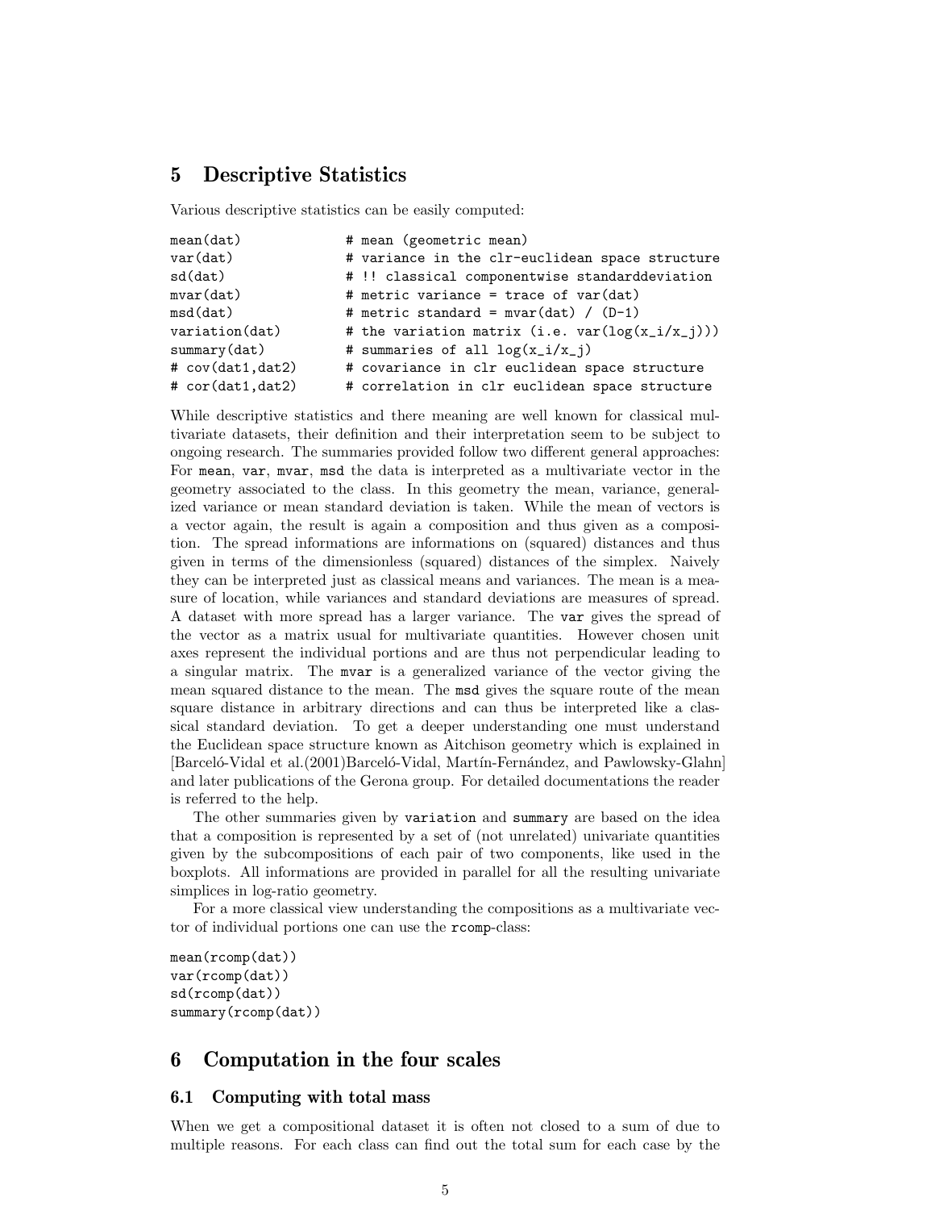## 5 Descriptive Statistics

Various descriptive statistics can be easily computed:

```
mean(dat)              # mean (geometric mean)
var(dat)               # variance in the clr-euclidean space structure
sd(dat)                # !! classical componentwise standarddeviation
mvar(dat)              # metric variance = trace of var(dat)
msd(dat)               # metric standard = mvar(dat) / (D-1)
variation(dat)         # the variation matrix (i.e. var(log(x_i/x_j)))
summary(dat)           # summaries of all log(x_i/x_j)
# cov(dat1,dat2)       # covariance in clr euclidean space structure
# cor(dat1,dat2)       # correlation in clr euclidean space structure
```

While descriptive statistics and there meaning are well known for classical multivariate datasets, their definition and their interpretation seem to be subject to ongoing research. The summaries provided follow two different general approaches: For `mean`, `var`, `mvar`, `msd` the data is interpreted as a multivariate vector in the geometry associated to the class. In this geometry the mean, variance, generalized variance or mean standard deviation is taken. While the mean of vectors is a vector again, the result is again a composition and thus given as a composition. The spread informations are informations on (squared) distances and thus given in terms of the dimensionless (squared) distances of the simplex. Naively they can be interpreted just as classical means and variances. The mean is a measure of location, while variances and standard deviations are measures of spread. A dataset with more spread has a larger variance. The `var` gives the spread of the vector as a matrix usual for multivariate quantities. However chosen unit axes represent the individual portions and are thus not perpendicular leading to a singular matrix. The `mvar` is a generalized variance of the vector giving the mean squared distance to the mean. The `msd` gives the square route of the mean square distance in arbitrary directions and can thus be interpreted like a classical standard deviation. To get a deeper understanding one must understand the Euclidean space structure known as Aitchison geometry which is explained in [Barceló-Vidal et al.(2001)Barceló-Vidal, Martín-Fernández, and Pawlowsky-Glahn] and later publications of the Gerona group. For detailed documentations the reader is referred to the help.

The other summaries given by `variation` and `summary` are based on the idea that a composition is represented by a set of (not unrelated) univariate quantities given by the subcompositions of each pair of two components, like used in the boxplots. All informations are provided in parallel for all the resulting univariate simplices in log-ratio geometry.

For a more classical view understanding the compositions as a multivariate vector of individual portions one can use the `rcomp`-class:

```
mean(rcomp(dat))
var(rcomp(dat))
sd(rcomp(dat))
summary(rcomp(dat))
```

## 6 Computation in the four scales

### 6.1 Computing with total mass

When we get a compositional dataset it is often not closed to a sum of due to multiple reasons. For each class can find out the total sum for each case by the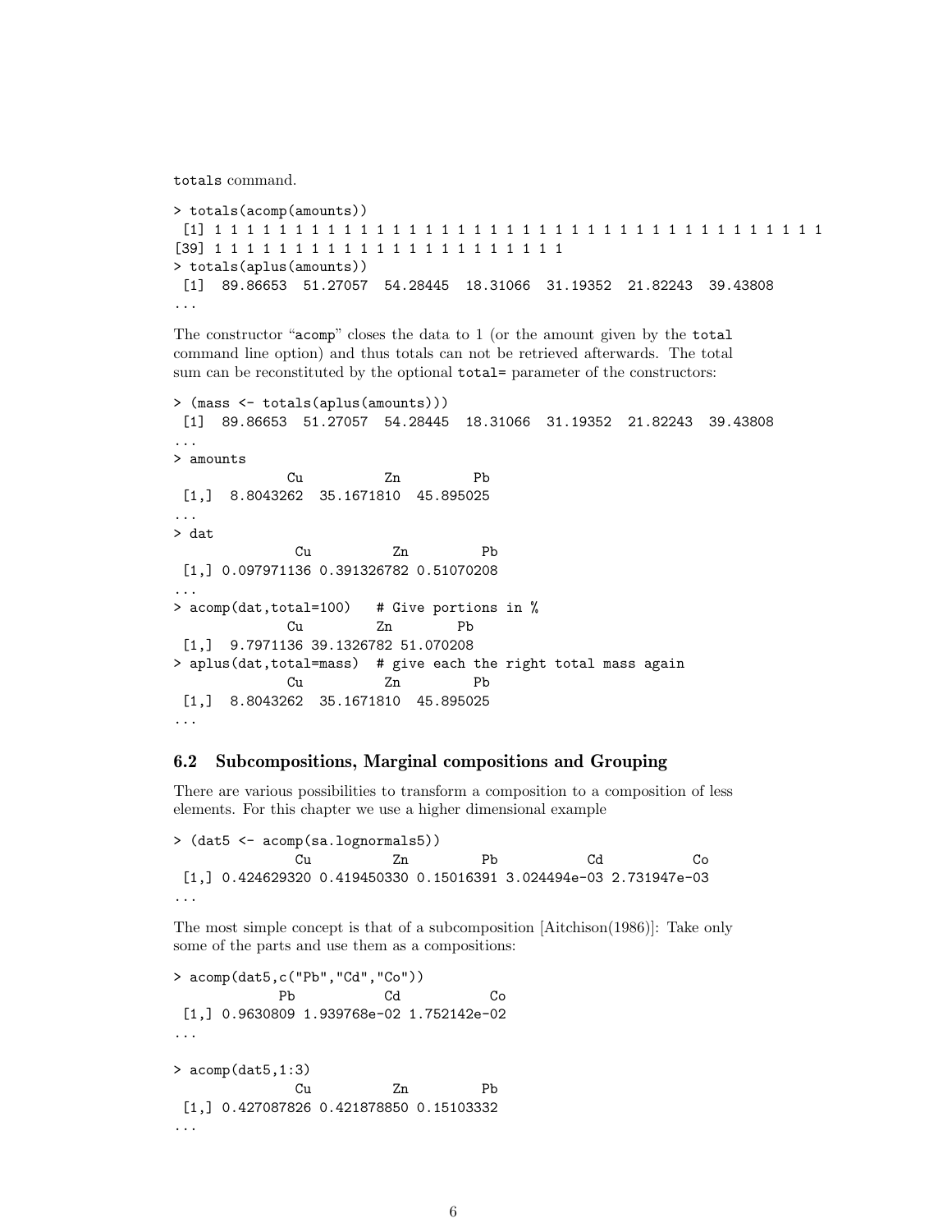totals command.

```
> totals(acomp(amounts))
 [1] 1 1 1 1 1 1 1 1 1 1 1 1 1 1 1 1 1 1 1 1 1 1 1 1 1 1 1 1 1 1 1 1 1 1 1 1 1 1
[39] 1 1 1 1 1 1 1 1 1 1 1 1 1 1 1 1 1 1 1 1 1 1
> totals(aplus(amounts))
 [1]  89.86653  51.27057  54.28445  18.31066  31.19352  21.82243  39.43808
...
```

The constructor "acomp" closes the data to 1 (or the amount given by the total command line option) and thus totals can not be retrieved afterwards. The total sum can be reconstituted by the optional total= parameter of the constructors:

```
> (mass <- totals(aplus(amounts)))
 [1]  89.86653  51.27057  54.28445  18.31066  31.19352  21.82243  39.43808
...
> amounts
            Cu          Zn         Pb
 [1,]  8.8043262  35.1671810  45.895025
...
> dat
             Cu          Zn         Pb
 [1,] 0.097971136 0.391326782 0.51070208
...
> acomp(dat,total=100)   # Give portions in %
            Cu         Zn        Pb
 [1,]  9.7971136 39.1326782 51.070208
> aplus(dat,total=mass)  # give each the right total mass again
            Cu          Zn         Pb
 [1,]  8.8043262  35.1671810  45.895025
...
```

## 6.2 Subcompositions, Marginal compositions and Grouping

There are various possibilities to transform a composition to a composition of less elements. For this chapter we use a higher dimensional example

```
> (dat5 <- acomp(sa.lognormals5))
             Cu          Zn         Pb           Cd           Co
 [1,] 0.424629320 0.419450330 0.15016391 3.024494e-03 2.731947e-03
...
```

The most simple concept is that of a subcomposition [Aitchison(1986)]: Take only some of the parts and use them as a compositions:

```
> acomp(dat5,c("Pb","Cd","Co"))
           Pb           Cd           Co
 [1,] 0.9630809 1.939768e-02 1.752142e-02
...

> acomp(dat5,1:3)
             Cu          Zn         Pb
 [1,] 0.427087826 0.421878850 0.15103332
...
```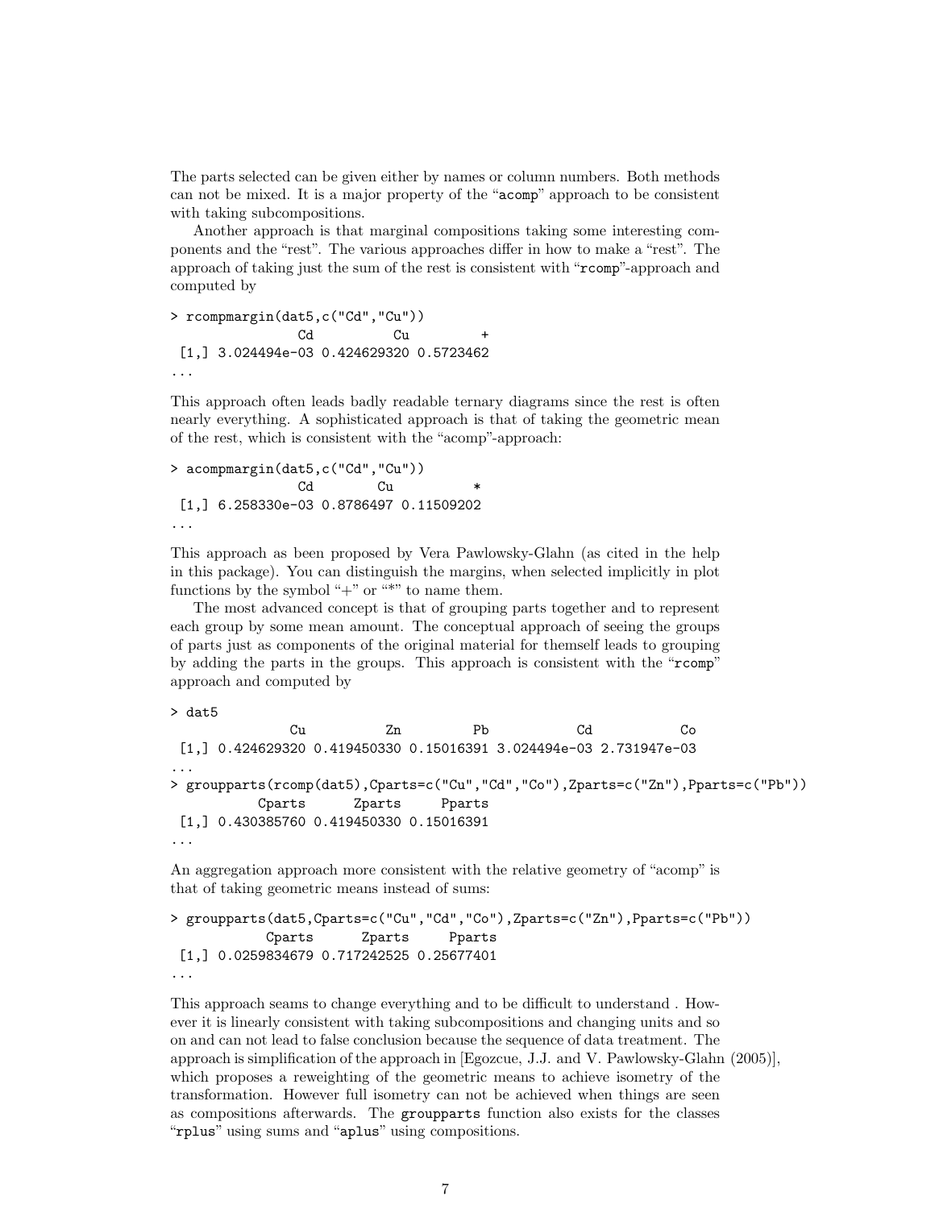The parts selected can be given either by names or column numbers. Both methods can not be mixed. It is a major property of the "acomp" approach to be consistent with taking subcompositions.

Another approach is that marginal compositions taking some interesting components and the "rest". The various approaches differ in how to make a "rest". The approach of taking just the sum of the rest is consistent with "rcomp"-approach and computed by

```
> rcompmargin(dat5,c("Cd","Cu"))
               Cd          Cu         +
 [1,] 3.024494e-03 0.424629320 0.5723462
...
```

This approach often leads badly readable ternary diagrams since the rest is often nearly everything. A sophisticated approach is that of taking the geometric mean of the rest, which is consistent with the "acomp"-approach:

```
> acompmargin(dat5,c("Cd","Cu"))
               Cd        Cu          *
 [1,] 6.258330e-03 0.8786497 0.11509202
...
```

This approach as been proposed by Vera Pawlowsky-Glahn (as cited in the help in this package). You can distinguish the margins, when selected implicitly in plot functions by the symbol "+" or "*" to name them.

The most advanced concept is that of grouping parts together and to represent each group by some mean amount. The conceptual approach of seeing the groups of parts just as components of the original material for themself leads to grouping by adding the parts in the groups. This approach is consistent with the "rcomp" approach and computed by

```
> dat5
              Cu          Zn         Pb           Cd           Co
 [1,] 0.424629320 0.419450330 0.15016391 3.024494e-03 2.731947e-03
...
> groupparts(rcomp(dat5),Cparts=c("Cu","Cd","Co"),Zparts=c("Zn"),Pparts=c("Pb"))
          Cparts      Zparts     Pparts
 [1,] 0.430385760 0.419450330 0.15016391
...
```

An aggregation approach more consistent with the relative geometry of "acomp" is that of taking geometric means instead of sums:

```
> groupparts(dat5,Cparts=c("Cu","Cd","Co"),Zparts=c("Zn"),Pparts=c("Pb"))
           Cparts      Zparts     Pparts
 [1,] 0.0259834679 0.717242525 0.25677401
...
```

This approach seams to change everything and to be difficult to understand . However it is linearly consistent with taking subcompositions and changing units and so on and can not lead to false conclusion because the sequence of data treatment. The approach is simplification of the approach in [Egozcue, J.J. and V. Pawlowsky-Glahn (2005)], which proposes a reweighting of the geometric means to achieve isometry of the transformation. However full isometry can not be achieved when things are seen as compositions afterwards. The groupparts function also exists for the classes "rplus" using sums and "aplus" using compositions.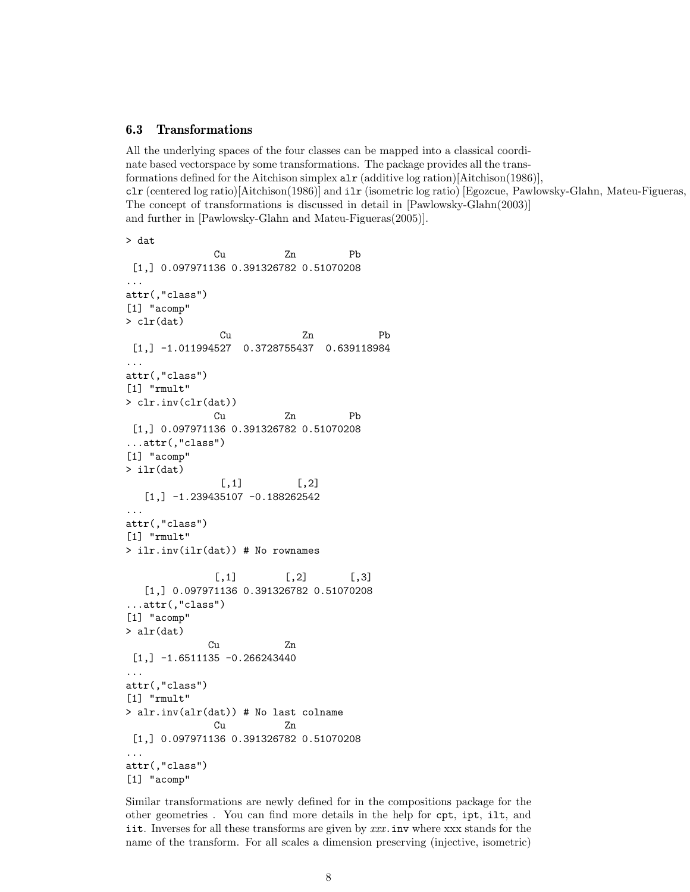### 6.3 Transformations

All the underlying spaces of the four classes can be mapped into a classical coordinate based vectorspace by some transformations. The package provides all the transformations defined for the Aitchison simplex `alr` (additive log ration)[Aitchison(1986)], `clr` (centered log ratio)[Aitchison(1986)] and `ilr` (isometric log ratio) [Egozcue, Pawlowsky-Glahn, Mateu-Figueras, The concept of transformations is discussed in detail in [Pawlowsky-Glahn(2003)] and further in [Pawlowsky-Glahn and Mateu-Figueras(2005)].

```
> dat
              Cu          Zn         Pb
 [1,] 0.097971136 0.391326782 0.51070208
...
attr(,"class")
[1] "acomp"
> clr(dat)
               Cu            Zn           Pb
 [1,] -1.011994527  0.3728755437  0.639118984
...
attr(,"class")
[1] "rmult"
> clr.inv(clr(dat))
              Cu          Zn         Pb
 [1,] 0.097971136 0.391326782 0.51070208
...attr(,"class")
[1] "acomp"
> ilr(dat)
               [,1]         [,2]
   [1,] -1.239435107 -0.188262542
...
attr(,"class")
[1] "rmult"
> ilr.inv(ilr(dat)) # No rownames

              [,1]        [,2]       [,3]
   [1,] 0.097971136 0.391326782 0.51070208
...attr(,"class")
[1] "acomp"
> alr(dat)
             Cu           Zn
 [1,] -1.6511135 -0.266243440
...
attr(,"class")
[1] "rmult"
> alr.inv(alr(dat)) # No last colname
              Cu          Zn
 [1,] 0.097971136 0.391326782 0.51070208
...
attr(,"class")
[1] "acomp"
```

Similar transformations are newly defined for in the compositions package for the other geometries . You can find more details in the help for `cpt`, `ipt`, `ilt`, and `iit`. Inverses for all these transforms are given by *xxx*`.inv` where xxx stands for the name of the transform. For all scales a dimension preserving (injective, isometric)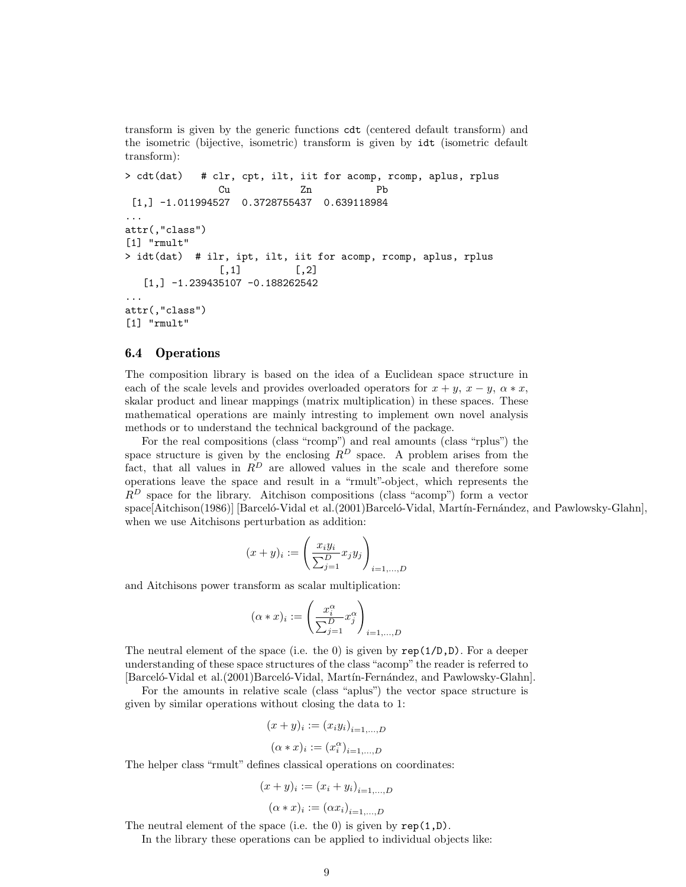transform is given by the generic functions `cdt` (centered default transform) and the isometric (bijective, isometric) transform is given by `idt` (isometric default transform):

```
> cdt(dat)   # clr, cpt, ilt, iit for acomp, rcomp, aplus, rplus
               Cu            Zn           Pb
 [1,] -1.011994527  0.3728755437  0.639118984
...
attr(,"class")
[1] "rmult"
> idt(dat)  # ilr, ipt, ilt, iit for acomp, rcomp, aplus, rplus
                [,1]         [,2]
   [1,] -1.239435107 -0.188262542
...
attr(,"class")
[1] "rmult"
```

### 6.4 Operations

The composition library is based on the idea of a Euclidean space structure in each of the scale levels and provides overloaded operators for $x + y$, $x - y$, $\alpha * x$, skalar product and linear mappings (matrix multiplication) in these spaces. These mathematical operations are mainly intresting to implement own novel analysis methods or to understand the technical background of the package.

For the real compositions (class "rcomp") and real amounts (class "rplus") the space structure is given by the enclosing $R^D$ space. A problem arises from the fact, that all values in $R^D$ are allowed values in the scale and therefore some operations leave the space and result in a "rmult"-object, which represents the $R^D$ space for the library. Aitchison compositions (class "acomp") form a vector space[Aitchison(1986)] [Barceló-Vidal et al.(2001)Barceló-Vidal, Martín-Fernández, and Pawlowsky-Glahn], when we use Aitchisons perturbation as addition:

$$(x + y)_i := \left( \frac{x_i y_i}{\sum_{j=1}^{D} x_j y_j} \right)_{i=1,\dots,D}$$

and Aitchisons power transform as scalar multiplication:

$$(\alpha * x)_i := \left( \frac{x_i^\alpha}{\sum_{j=1}^{D} x_j^\alpha} \right)_{i=1,\dots,D}$$

The neutral element of the space (i.e. the 0) is given by `rep(1/D,D)`. For a deeper understanding of these space structures of the class "acomp" the reader is referred to [Barceló-Vidal et al.(2001)Barceló-Vidal, Martín-Fernández, and Pawlowsky-Glahn].

For the amounts in relative scale (class "aplus") the vector space structure is given by similar operations without closing the data to 1:

$$(x + y)_i := (x_i y_i)_{i=1,\dots,D}$$

$$(\alpha * x)_i := (x_i^\alpha)_{i=1,\dots,D}$$

The helper class "rmult" defines classical operations on coordinates:

$$(x + y)_i := (x_i + y_i)_{i=1,\dots,D}$$

$$(\alpha * x)_i := (\alpha x_i)_{i=1,\dots,D}$$

The neutral element of the space (i.e. the 0) is given by `rep(1,D)`.

In the library these operations can be applied to individual objects like: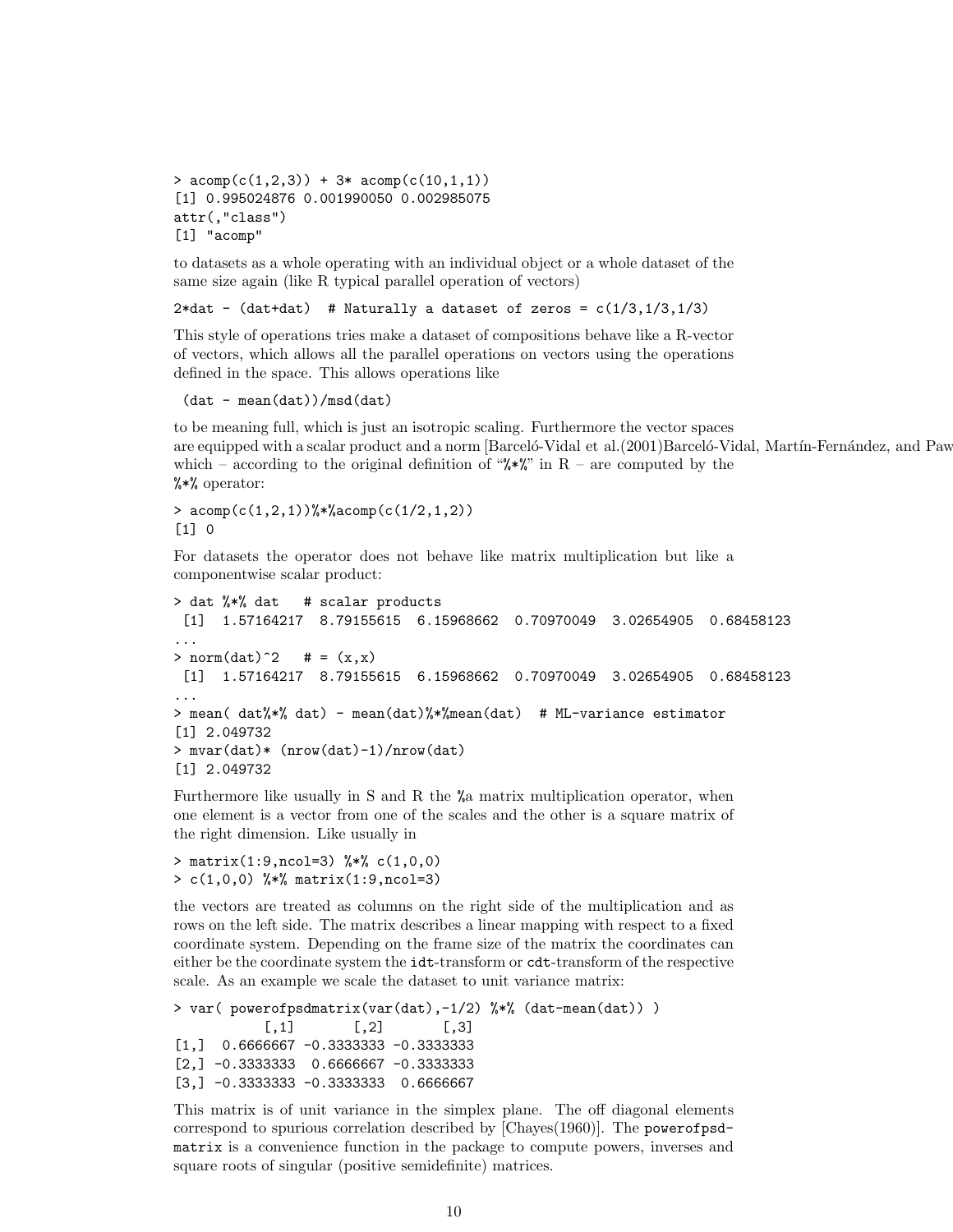```
> acomp(c(1,2,3)) + 3* acomp(c(10,1,1))
[1] 0.995024876 0.001990050 0.002985075
attr(,"class")
[1] "acomp"
```

to datasets as a whole operating with an individual object or a whole dataset of the same size again (like R typical parallel operation of vectors)

```
2*dat - (dat+dat)  # Naturally a dataset of zeros = c(1/3,1/3,1/3)
```

This style of operations tries make a dataset of compositions behave like a R-vector of vectors, which allows all the parallel operations on vectors using the operations defined in the space. This allows operations like

```
 (dat - mean(dat))/msd(dat)
```

to be meaning full, which is just an isotropic scaling. Furthermore the vector spaces are equipped with a scalar product and a norm [Barceló-Vidal et al.(2001)Barceló-Vidal, Martín-Fernández, and Paw which – according to the original definition of "%*%" in R – are computed by the %*% operator:

```
> acomp(c(1,2,1))%*%acomp(c(1/2,1,2))
[1] 0
```

For datasets the operator does not behave like matrix multiplication but like a componentwise scalar product:

```
> dat %*% dat   # scalar products
 [1]  1.57164217  8.79155615  6.15968662  0.70970049  3.02654905  0.68458123
...
> norm(dat)^2   # = (x,x)
 [1]  1.57164217  8.79155615  6.15968662  0.70970049  3.02654905  0.68458123
...
> mean( dat%*% dat) - mean(dat)%*%mean(dat)  # ML-variance estimator
[1] 2.049732
> mvar(dat)* (nrow(dat)-1)/nrow(dat)
[1] 2.049732
```

Furthermore like usually in S and R the %a matrix multiplication operator, when one element is a vector from one of the scales and the other is a square matrix of the right dimension. Like usually in

```
> matrix(1:9,ncol=3) %*% c(1,0,0)
> c(1,0,0) %*% matrix(1:9,ncol=3)
```

the vectors are treated as columns on the right side of the multiplication and as rows on the left side. The matrix describes a linear mapping with respect to a fixed coordinate system. Depending on the frame size of the matrix the coordinates can either be the coordinate system the `idt`-transform or `cdt`-transform of the respective scale. As an example we scale the dataset to unit variance matrix:

```
> var( powerofpsdmatrix(var(dat),-1/2) %*% (dat-mean(dat)) )
           [,1]       [,2]       [,3]
[1,]  0.6666667 -0.3333333 -0.3333333
[2,] -0.3333333  0.6666667 -0.3333333
[3,] -0.3333333 -0.3333333  0.6666667
```

This matrix is of unit variance in the simplex plane. The off diagonal elements correspond to spurious correlation described by [Chayes(1960)]. The `powerofpsdmatrix` is a convenience function in the package to compute powers, inverses and square roots of singular (positive semidefinite) matrices.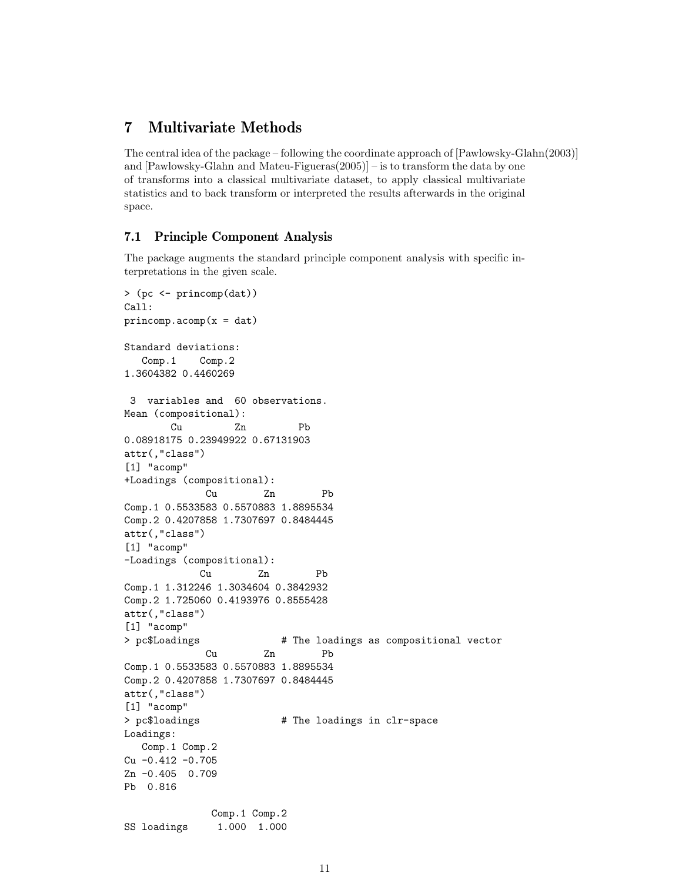# 7 Multivariate Methods

The central idea of the package – following the coordinate approach of [Pawlowsky-Glahn(2003)] and [Pawlowsky-Glahn and Mateu-Figueras(2005)] – is to transform the data by one of transforms into a classical multivariate dataset, to apply classical multivariate statistics and to back transform or interpreted the results afterwards in the original space.

## 7.1 Principle Component Analysis

The package augments the standard principle component analysis with specific interpretations in the given scale.

```
> (pc <- princomp(dat))
Call:
princomp.acomp(x = dat)

Standard deviations:
   Comp.1    Comp.2
1.3604382 0.4460269

 3  variables and  60 observations.
Mean (compositional):
        Cu         Zn         Pb
0.08918175 0.23949922 0.67131903
attr(,"class")
[1] "acomp"
+Loadings (compositional):
              Cu        Zn        Pb
Comp.1 0.5533583 0.5570883 1.8895534
Comp.2 0.4207858 1.7307697 0.8484445
attr(,"class")
[1] "acomp"
-Loadings (compositional):
             Cu        Zn        Pb
Comp.1 1.312246 1.3034604 0.3842932
Comp.2 1.725060 0.4193976 0.8555428
attr(,"class")
[1] "acomp"
> pc$Loadings              # The loadings as compositional vector
              Cu        Zn        Pb
Comp.1 0.5533583 0.5570883 1.8895534
Comp.2 0.4207858 1.7307697 0.8484445
attr(,"class")
[1] "acomp"
> pc$loadings              # The loadings in clr-space
Loadings:
   Comp.1 Comp.2
Cu -0.412 -0.705
Zn -0.405  0.709
Pb  0.816

               Comp.1 Comp.2
SS loadings     1.000  1.000
```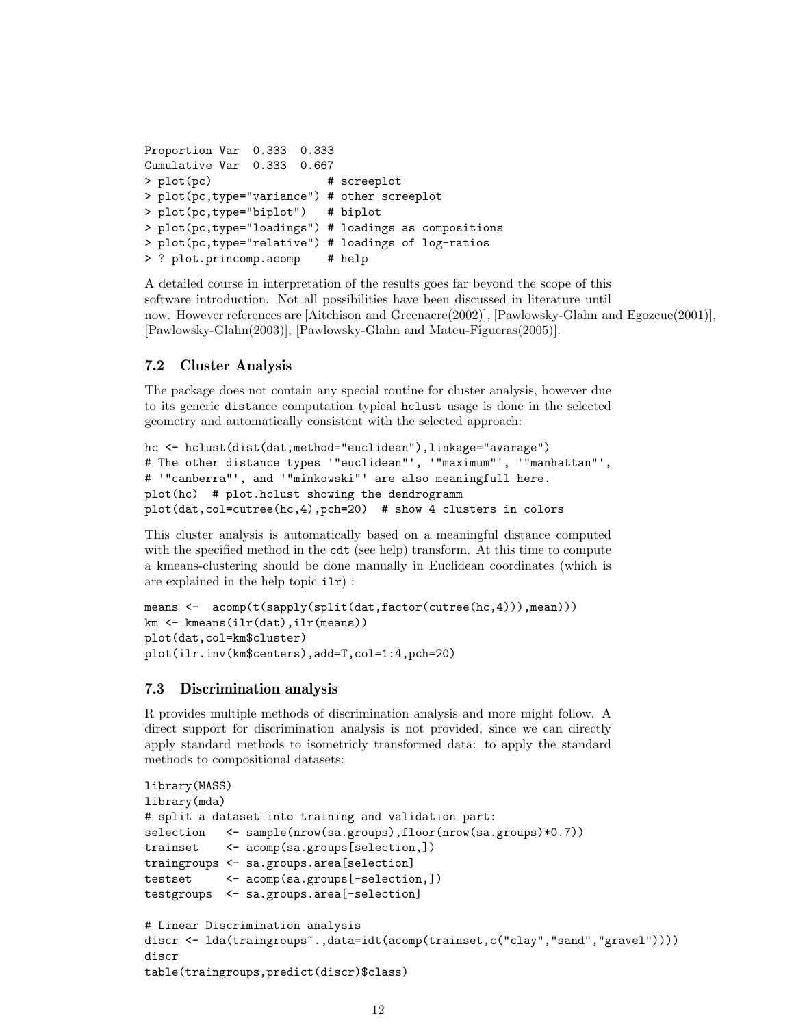```
Proportion Var  0.333  0.333
Cumulative Var  0.333  0.667
> plot(pc)                  # screeplot
> plot(pc,type="variance") # other screeplot
> plot(pc,type="biplot")   # biplot
> plot(pc,type="loadings") # loadings as compositions
> plot(pc,type="relative") # loadings of log-ratios
> ? plot.princomp.acomp    # help
```

A detailed course in interpretation of the results goes far beyond the scope of this software introduction. Not all possibilities have been discussed in literature until now. However references are [Aitchison and Greenacre(2002)], [Pawlowsky-Glahn and Egozcue(2001)], [Pawlowsky-Glahn(2003)], [Pawlowsky-Glahn and Mateu-Figueras(2005)].

## 7.2 Cluster Analysis

The package does not contain any special routine for cluster analysis, however due to its generic `dist`ance computation typical `hclust` usage is done in the selected geometry and automatically consistent with the selected approach:

```
hc <- hclust(dist(dat,method="euclidean"),linkage="avarage")
# The other distance types '"euclidean"', '"maximum"', '"manhattan"',
# '"canberra"', and '"minkowski"' are also meaningfull here.
plot(hc)  # plot.hclust showing the dendrogramm
plot(dat,col=cutree(hc,4),pch=20)  # show 4 clusters in colors
```

This cluster analysis is automatically based on a meaningful distance computed with the specified method in the `cdt` (see help) transform. At this time to compute a kmeans-clustering should be done manually in Euclidean coordinates (which is are explained in the help topic `ilr`) :

```
means <-  acomp(t(sapply(split(dat,factor(cutree(hc,4))),mean)))
km <- kmeans(ilr(dat),ilr(means))
plot(dat,col=km$cluster)
plot(ilr.inv(km$centers),add=T,col=1:4,pch=20)
```

## 7.3 Discrimination analysis

R provides multiple methods of discrimination analysis and more might follow. A direct support for discrimination analysis is not provided, since we can directly apply standard methods to isometricly transformed data: to apply the standard methods to compositional datasets:

```
library(MASS)
library(mda)
# split a dataset into training and validation part:
selection   <- sample(nrow(sa.groups),floor(nrow(sa.groups)*0.7))
trainset    <- acomp(sa.groups[selection,])
traingroups <- sa.groups.area[selection]
testset     <- acomp(sa.groups[-selection,])
testgroups  <- sa.groups.area[-selection]

# Linear Discrimination analysis
discr <- lda(traingroups~.,data=idt(acomp(trainset,c("clay","sand","gravel"))))
discr
table(traingroups,predict(discr)$class)
```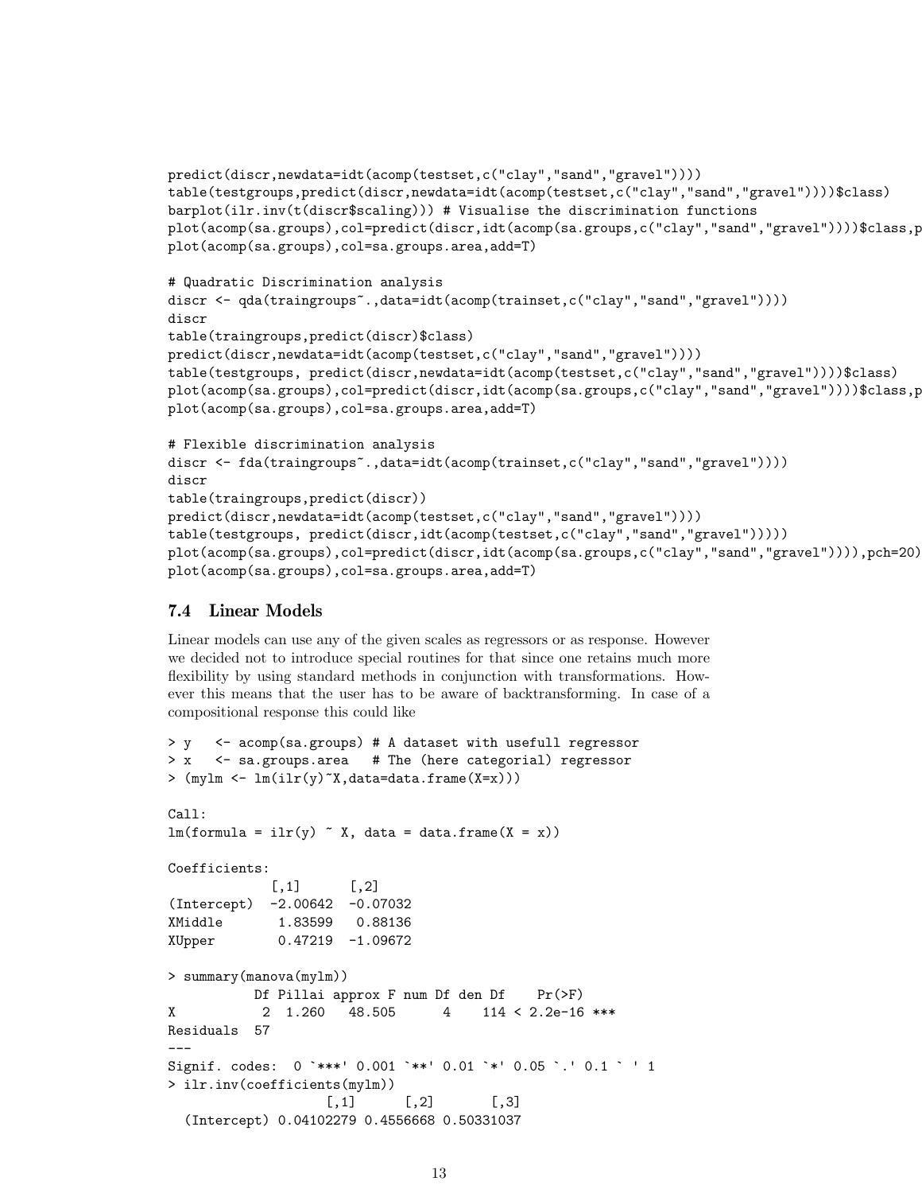```
predict(discr,newdata=idt(acomp(testset,c("clay","sand","gravel"))))
table(testgroups,predict(discr,newdata=idt(acomp(testset,c("clay","sand","gravel"))))$class)
barplot(ilr.inv(t(discr$scaling))) # Visualise the discrimination functions
plot(acomp(sa.groups),col=predict(discr,idt(acomp(sa.groups,c("clay","sand","gravel"))))$class,p
plot(acomp(sa.groups),col=sa.groups.area,add=T)

# Quadratic Discrimination analysis
discr <- qda(traingroups~.,data=idt(acomp(trainset,c("clay","sand","gravel"))))
discr
table(traingroups,predict(discr)$class)
predict(discr,newdata=idt(acomp(testset,c("clay","sand","gravel"))))
table(testgroups, predict(discr,newdata=idt(acomp(testset,c("clay","sand","gravel"))))$class)
plot(acomp(sa.groups),col=predict(discr,idt(acomp(sa.groups,c("clay","sand","gravel"))))$class,p
plot(acomp(sa.groups),col=sa.groups.area,add=T)

# Flexible discrimination analysis
discr <- fda(traingroups~.,data=idt(acomp(trainset,c("clay","sand","gravel"))))
discr
table(traingroups,predict(discr))
predict(discr,newdata=idt(acomp(testset,c("clay","sand","gravel"))))
table(testgroups, predict(discr,idt(acomp(testset,c("clay","sand","gravel")))))
plot(acomp(sa.groups),col=predict(discr,idt(acomp(sa.groups,c("clay","sand","gravel")))),pch=20)
plot(acomp(sa.groups),col=sa.groups.area,add=T)
```

### 7.4 Linear Models

Linear models can use any of the given scales as regressors or as response. However we decided not to introduce special routines for that since one retains much more flexibility by using standard methods in conjunction with transformations. However this means that the user has to be aware of backtransforming. In case of a compositional response this could like

```
> y   <- acomp(sa.groups) # A dataset with usefull regressor
> x   <- sa.groups.area   # The (here categorial) regressor
> (mylm <- lm(ilr(y)~X,data=data.frame(X=x)))

Call:
lm(formula = ilr(y) ~ X, data = data.frame(X = x))

Coefficients:
             [,1]      [,2]
(Intercept)  -2.00642  -0.07032
XMiddle       1.83599   0.88136
XUpper        0.47219  -1.09672

> summary(manova(mylm))
          Df Pillai approx F num Df den Df    Pr(>F)
X          2  1.260   48.505      4    114 < 2.2e-16 ***
Residuals  57
---
Signif. codes:  0 `***' 0.001 `**' 0.01 `*' 0.05 `.' 0.1 ` ' 1
> ilr.inv(coefficients(mylm))
                  [,1]      [,2]       [,3]
  (Intercept) 0.04102279 0.4556668 0.50331037
```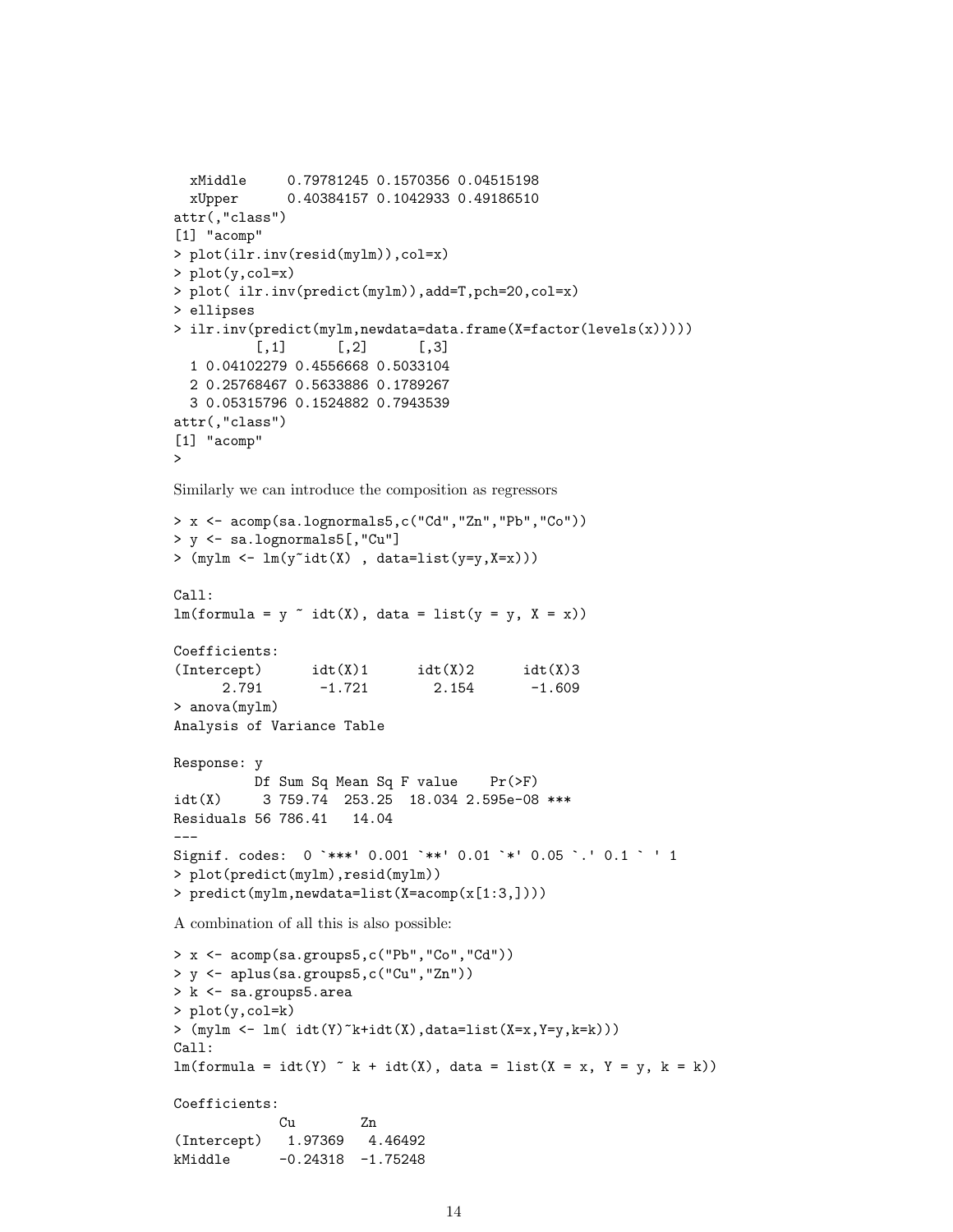```
  xMiddle     0.79781245 0.1570356 0.04515198
  xUpper      0.40384157 0.1042933 0.49186510
attr(,"class")
[1] "acomp"
> plot(ilr.inv(resid(mylm)),col=x)
> plot(y,col=x)
> plot( ilr.inv(predict(mylm)),add=T,pch=20,col=x)
> ellipses
> ilr.inv(predict(mylm,newdata=data.frame(X=factor(levels(x)))))
        [,1]      [,2]      [,3]
  1 0.04102279 0.4556668 0.5033104
  2 0.25768467 0.5633886 0.1789267
  3 0.05315796 0.1524882 0.7943539
attr(,"class")
[1] "acomp"
>
```

Similarly we can introduce the composition as regressors

```
> x <- acomp(sa.lognormals5,c("Cd","Zn","Pb","Co"))
> y <- sa.lognormals5[,"Cu"]
> (mylm <- lm(y~idt(X) , data=list(y=y,X=x)))

Call:
lm(formula = y ~ idt(X), data = list(y = y, X = x))

Coefficients:
(Intercept)      idt(X)1      idt(X)2      idt(X)3
      2.791       -1.721        2.154       -1.609
> anova(mylm)
Analysis of Variance Table

Response: y
          Df Sum Sq Mean Sq F value    Pr(>F)
idt(X)     3 759.74  253.25  18.034 2.595e-08 ***
Residuals 56 786.41   14.04
---
Signif. codes:  0 `***' 0.001 `**' 0.01 `*' 0.05 `.' 0.1 ` ' 1
> plot(predict(mylm),resid(mylm))
> predict(mylm,newdata=list(X=acomp(x[1:3,])))
```

A combination of all this is also possible:

```
> x <- acomp(sa.groups5,c("Pb","Co","Cd"))
> y <- aplus(sa.groups5,c("Cu","Zn"))
> k <- sa.groups5.area
> plot(y,col=k)
> (mylm <- lm( idt(Y)~k+idt(X),data=list(X=x,Y=y,k=k)))
Call:
lm(formula = idt(Y) ~ k + idt(X), data = list(X = x, Y = y, k = k))

Coefficients:
             Cu        Zn
(Intercept)   1.97369   4.46492
kMiddle      -0.24318  -1.75248
```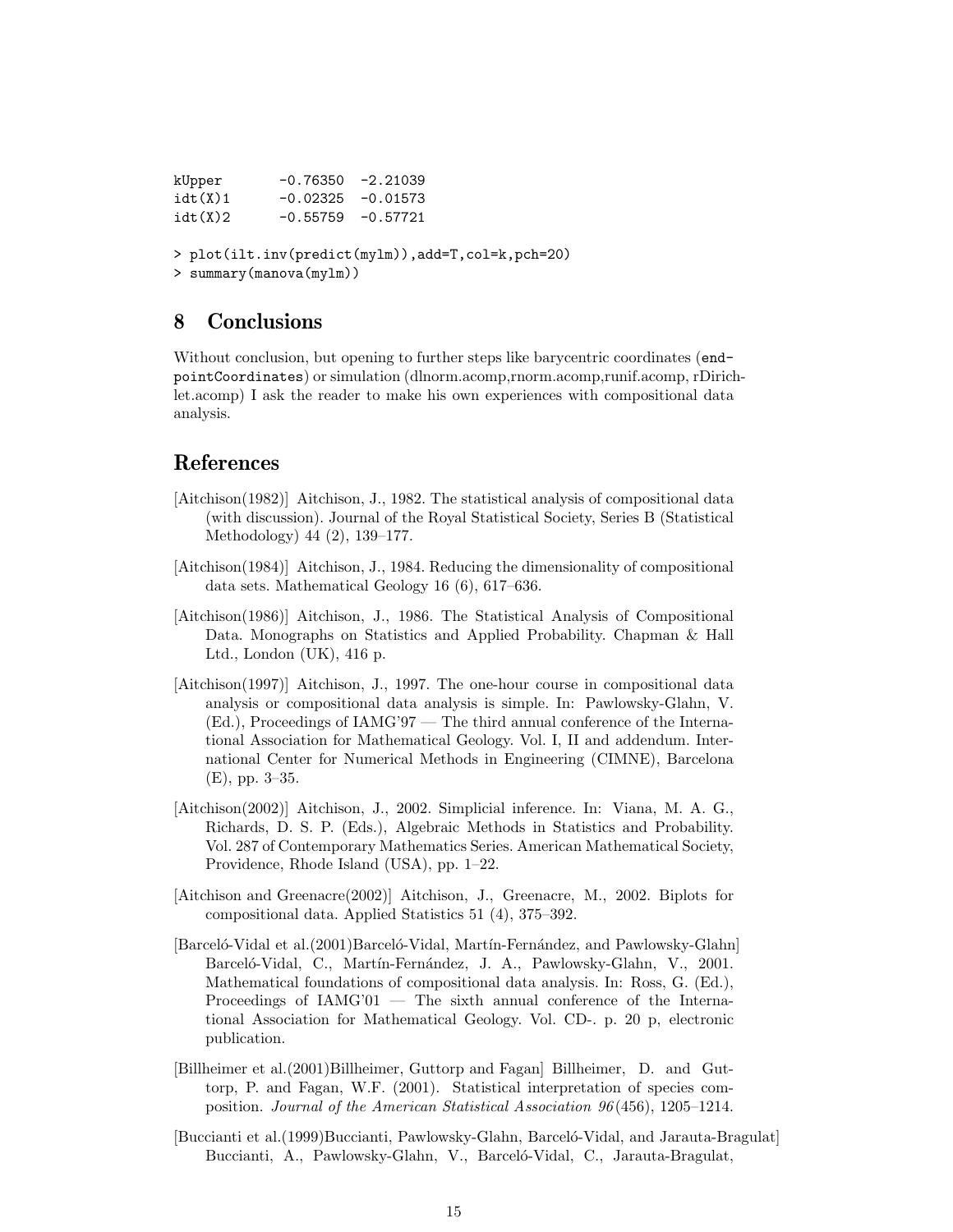```
kUpper        -0.76350  -2.21039
idt(X)1       -0.02325  -0.01573
idt(X)2       -0.55759  -0.57721

> plot(ilt.inv(predict(mylm)),add=T,col=k,pch=20)
> summary(manova(mylm))
```

## 8 Conclusions

Without conclusion, but opening to further steps like barycentric coordinates (`endpointCoordinates`) or simulation (dlnorm.acomp,rnorm.acomp,runif.acomp, rDirichlet.acomp) I ask the reader to make his own experiences with compositional data analysis.

## References

[Aitchison(1982)] Aitchison, J., 1982. The statistical analysis of compositional data (with discussion). Journal of the Royal Statistical Society, Series B (Statistical Methodology) 44 (2), 139–177.

[Aitchison(1984)] Aitchison, J., 1984. Reducing the dimensionality of compositional data sets. Mathematical Geology 16 (6), 617–636.

[Aitchison(1986)] Aitchison, J., 1986. The Statistical Analysis of Compositional Data. Monographs on Statistics and Applied Probability. Chapman & Hall Ltd., London (UK), 416 p.

[Aitchison(1997)] Aitchison, J., 1997. The one-hour course in compositional data analysis or compositional data analysis is simple. In: Pawlowsky-Glahn, V. (Ed.), Proceedings of IAMG'97 — The third annual conference of the International Association for Mathematical Geology. Vol. I, II and addendum. International Center for Numerical Methods in Engineering (CIMNE), Barcelona (E), pp. 3–35.

[Aitchison(2002)] Aitchison, J., 2002. Simplicial inference. In: Viana, M. A. G., Richards, D. S. P. (Eds.), Algebraic Methods in Statistics and Probability. Vol. 287 of Contemporary Mathematics Series. American Mathematical Society, Providence, Rhode Island (USA), pp. 1–22.

[Aitchison and Greenacre(2002)] Aitchison, J., Greenacre, M., 2002. Biplots for compositional data. Applied Statistics 51 (4), 375–392.

[Barceló-Vidal et al.(2001)Barceló-Vidal, Martín-Fernández, and Pawlowsky-Glahn] Barceló-Vidal, C., Martín-Fernández, J. A., Pawlowsky-Glahn, V., 2001. Mathematical foundations of compositional data analysis. In: Ross, G. (Ed.), Proceedings of IAMG'01 — The sixth annual conference of the International Association for Mathematical Geology. Vol. CD-. p. 20 p, electronic publication.

[Billheimer et al.(2001)Billheimer, Guttorp and Fagan] Billheimer, D. and Guttorp, P. and Fagan, W.F. (2001). Statistical interpretation of species composition. *Journal of the American Statistical Association 96*(456), 1205–1214.

[Buccianti et al.(1999)Buccianti, Pawlowsky-Glahn, Barceló-Vidal, and Jarauta-Bragulat] Buccianti, A., Pawlowsky-Glahn, V., Barceló-Vidal, C., Jarauta-Bragulat,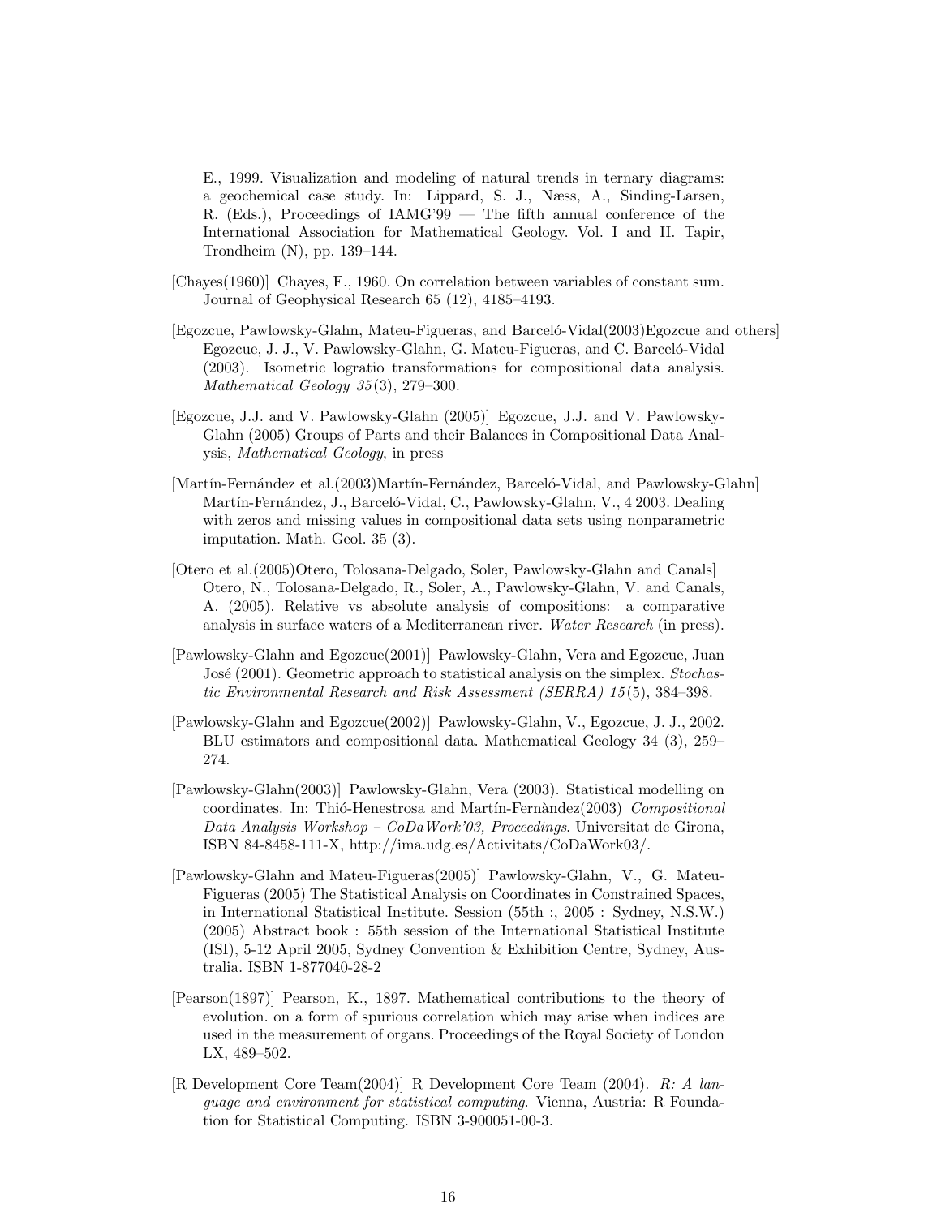E., 1999. Visualization and modeling of natural trends in ternary diagrams: a geochemical case study. In: Lippard, S. J., Næss, A., Sinding-Larsen, R. (Eds.), Proceedings of IAMG'99 — The fifth annual conference of the International Association for Mathematical Geology. Vol. I and II. Tapir, Trondheim (N), pp. 139–144.

[Chayes(1960)] Chayes, F., 1960. On correlation between variables of constant sum. Journal of Geophysical Research 65 (12), 4185–4193.

[Egozcue, Pawlowsky-Glahn, Mateu-Figueras, and Barceló-Vidal(2003)Egozcue and others] Egozcue, J. J., V. Pawlowsky-Glahn, G. Mateu-Figueras, and C. Barceló-Vidal (2003). Isometric logratio transformations for compositional data analysis. *Mathematical Geology 35*(3), 279–300.

[Egozcue, J.J. and V. Pawlowsky-Glahn (2005)] Egozcue, J.J. and V. Pawlowsky-Glahn (2005) Groups of Parts and their Balances in Compositional Data Analysis, *Mathematical Geology*, in press

[Martín-Fernández et al.(2003)Martín-Fernández, Barceló-Vidal, and Pawlowsky-Glahn] Martín-Fernández, J., Barceló-Vidal, C., Pawlowsky-Glahn, V., 4 2003. Dealing with zeros and missing values in compositional data sets using nonparametric imputation. Math. Geol. 35 (3).

[Otero et al.(2005)Otero, Tolosana-Delgado, Soler, Pawlowsky-Glahn and Canals] Otero, N., Tolosana-Delgado, R., Soler, A., Pawlowsky-Glahn, V. and Canals, A. (2005). Relative vs absolute analysis of compositions: a comparative analysis in surface waters of a Mediterranean river. *Water Research* (in press).

[Pawlowsky-Glahn and Egozcue(2001)] Pawlowsky-Glahn, Vera and Egozcue, Juan José (2001). Geometric approach to statistical analysis on the simplex. *Stochastic Environmental Research and Risk Assessment (SERRA) 15*(5), 384–398.

[Pawlowsky-Glahn and Egozcue(2002)] Pawlowsky-Glahn, V., Egozcue, J. J., 2002. BLU estimators and compositional data. Mathematical Geology 34 (3), 259–274.

[Pawlowsky-Glahn(2003)] Pawlowsky-Glahn, Vera (2003). Statistical modelling on coordinates. In: Thió-Henestrosa and Martín-Fernàndez(2003) *Compositional Data Analysis Workshop – CoDaWork'03, Proceedings*. Universitat de Girona, ISBN 84-8458-111-X, http://ima.udg.es/Activitats/CoDaWork03/.

[Pawlowsky-Glahn and Mateu-Figueras(2005)] Pawlowsky-Glahn, V., G. Mateu-Figueras (2005) The Statistical Analysis on Coordinates in Constrained Spaces, in International Statistical Institute. Session (55th :, 2005 : Sydney, N.S.W.) (2005) Abstract book : 55th session of the International Statistical Institute (ISI), 5-12 April 2005, Sydney Convention & Exhibition Centre, Sydney, Australia. ISBN 1-877040-28-2

[Pearson(1897)] Pearson, K., 1897. Mathematical contributions to the theory of evolution. on a form of spurious correlation which may arise when indices are used in the measurement of organs. Proceedings of the Royal Society of London LX, 489–502.

[R Development Core Team(2004)] R Development Core Team (2004). *R: A language and environment for statistical computing*. Vienna, Austria: R Foundation for Statistical Computing. ISBN 3-900051-00-3.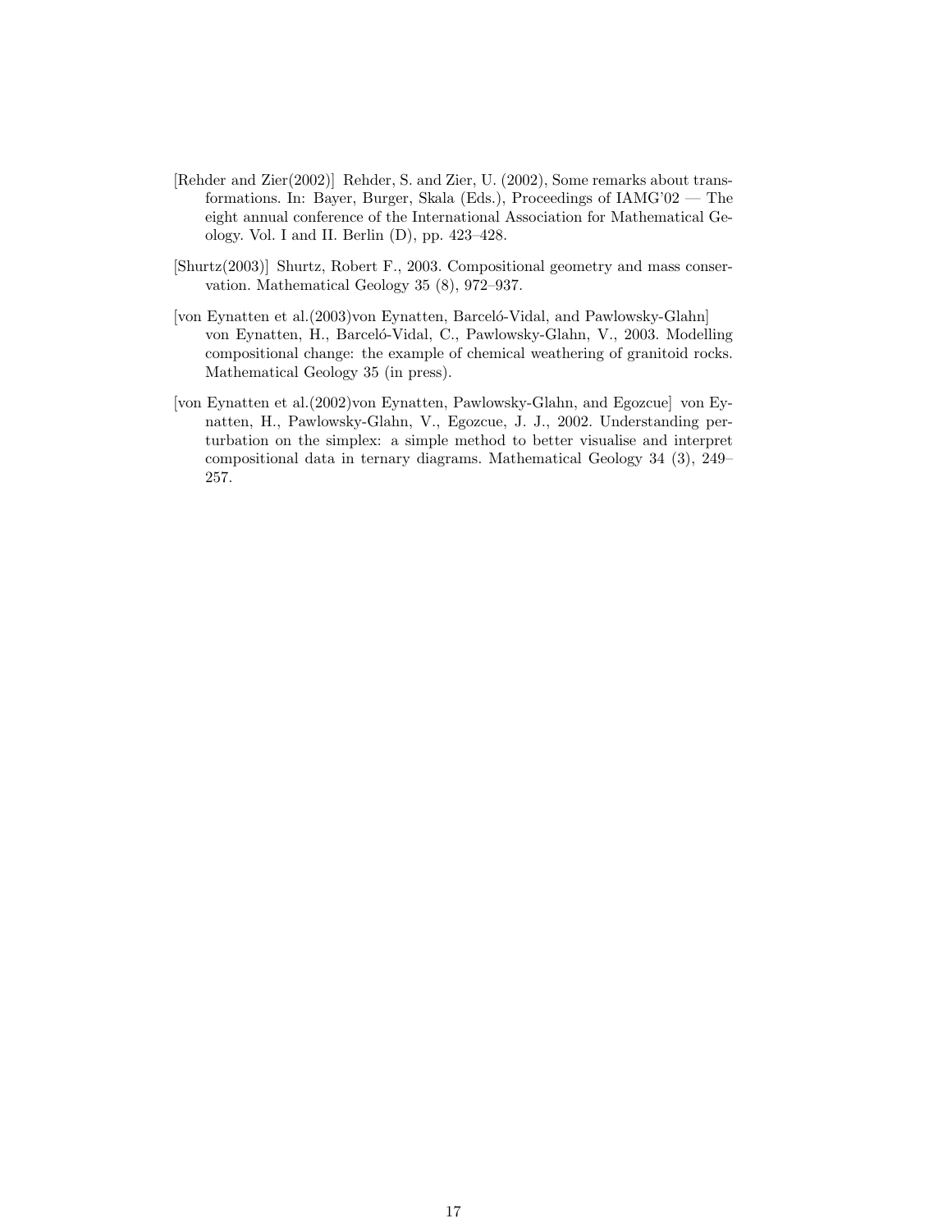[Rehder and Zier(2002)] Rehder, S. and Zier, U. (2002), Some remarks about transformations. In: Bayer, Burger, Skala (Eds.), Proceedings of IAMG'02 — The eight annual conference of the International Association for Mathematical Geology. Vol. I and II. Berlin (D), pp. 423–428.

[Shurtz(2003)] Shurtz, Robert F., 2003. Compositional geometry and mass conservation. Mathematical Geology 35 (8), 972–937.

[von Eynatten et al.(2003)von Eynatten, Barceló-Vidal, and Pawlowsky-Glahn] von Eynatten, H., Barceló-Vidal, C., Pawlowsky-Glahn, V., 2003. Modelling compositional change: the example of chemical weathering of granitoid rocks. Mathematical Geology 35 (in press).

[von Eynatten et al.(2002)von Eynatten, Pawlowsky-Glahn, and Egozcue] von Eynatten, H., Pawlowsky-Glahn, V., Egozcue, J. J., 2002. Understanding perturbation on the simplex: a simple method to better visualise and interpret compositional data in ternary diagrams. Mathematical Geology 34 (3), 249–257.